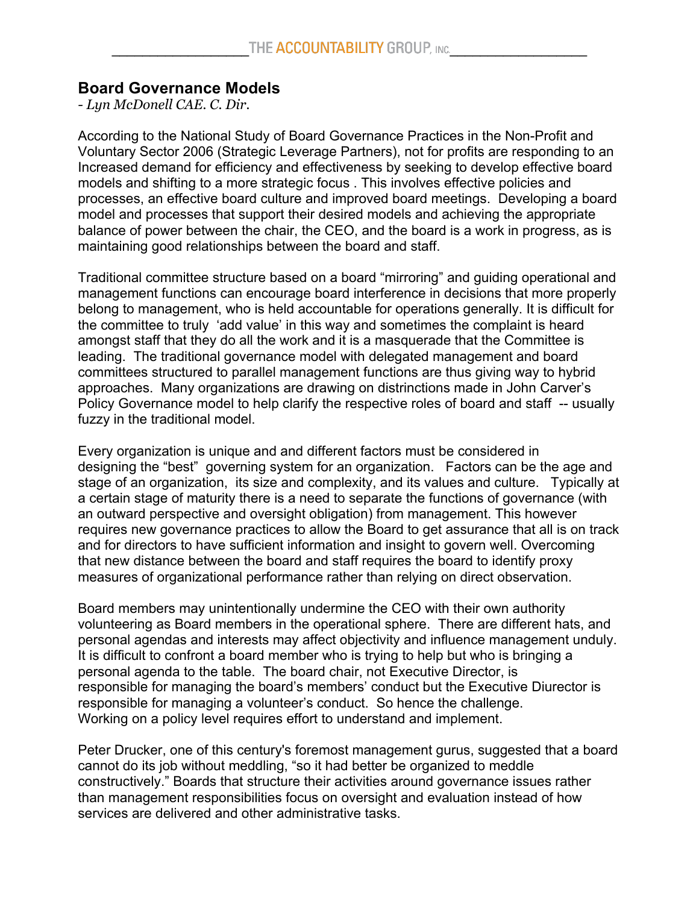# Board Governance Models

*- Lyn McDonell CAE. C. Dir.*

According to the National Study of Board Governance Practices in the Non-Profit and Voluntary Sector 2006 (Strategic Leverage Partners), not for profits are responding to an Increased demand for efficiency and effectiveness by seeking to develop effective board models and shifting to a more strategic focus . This involves effective policies and processes, an effective board culture and improved board meetings. Developing a board model and processes that support their desired models and achieving the appropriate balance of power between the chair, the CEO, and the board is a work in progress, as is maintaining good relationships between the board and staff.

Traditional committee structure based on a board "mirroring" and guiding operational and management functions can encourage board interference in decisions that more properly belong to management, who is held accountable for operations generally. It is difficult for the committee to truly 'add value' in this way and sometimes the complaint is heard amongst staff that they do all the work and it is a masquerade that the Committee is leading. The traditional governance model with delegated management and board committees structured to parallel management functions are thus giving way to hybrid approaches. Many organizations are drawing on distrinctions made in John Carver's Policy Governance model to help clarify the respective roles of board and staff -- usually fuzzy in the traditional model.

Every organization is unique and and different factors must be considered in designing the "best" governing system for an organization. Factors can be the age and stage of an organization, its size and complexity, and its values and culture. Typically at a certain stage of maturity there is a need to separate the functions of governance (with an outward perspective and oversight obligation) from management. This however requires new governance practices to allow the Board to get assurance that all is on track and for directors to have sufficient information and insight to govern well. Overcoming that new distance between the board and staff requires the board to identify proxy measures of organizational performance rather than relying on direct observation.

Board members may unintentionally undermine the CEO with their own authority volunteering as Board members in the operational sphere. There are different hats, and personal agendas and interests may affect objectivity and influence management unduly. It is difficult to confront a board member who is trying to help but who is bringing a personal agenda to the table. The board chair, not Executive Director, is responsible for managing the board's members' conduct but the Executive Diurector is responsible for managing a volunteer's conduct. So hence the challenge. Working on a policy level requires effort to understand and implement.

Peter Drucker, one of this century's foremost management gurus, suggested that a board cannot do its job without meddling, "so it had better be organized to meddle constructively." Boards that structure their activities around governance issues rather than management responsibilities focus on oversight and evaluation instead of how services are delivered and other administrative tasks.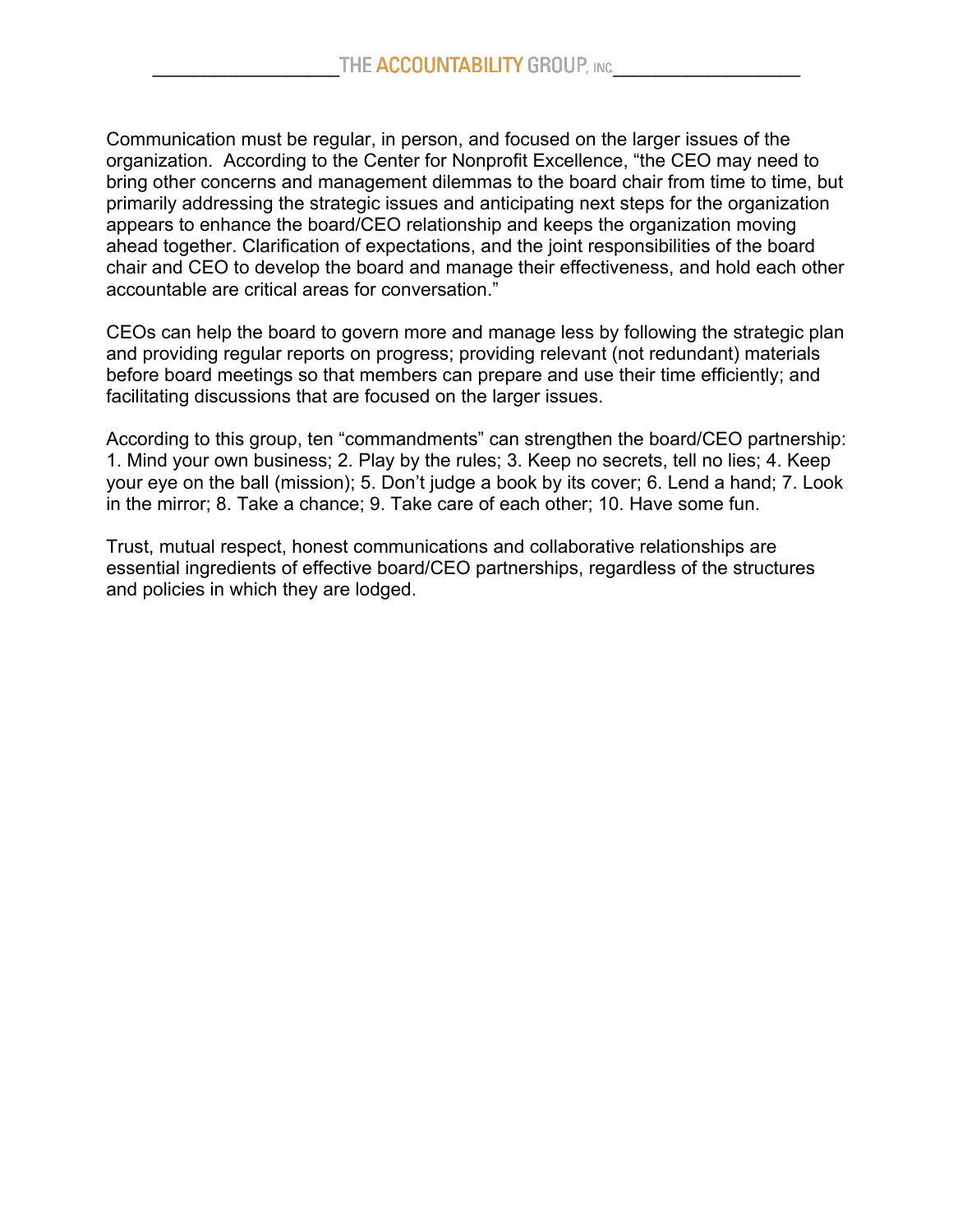Communication must be regular, in person, and focused on the larger issues of the organization. According to the Center for Nonprofit Excellence, “the CEO may need to bring other concerns and management dilemmas to the board chair from time to time, but primarily addressing the strategic issues and anticipating next steps for the organization appears to enhance the board/CEO relationship and keeps the organization moving ahead together. Clarification of expectations, and the joint responsibilities of the board chair and CEO to develop the board and manage their effectiveness, and hold each other accountable are critical areas for conversation.”

CEOs can help the board to govern more and manage less by following the strategic plan and providing regular reports on progress; providing relevant (not redundant) materials before board meetings so that members can prepare and use their time efficiently; and facilitating discussions that are focused on the larger issues.

According to this group, ten “commandments” can strengthen the board/CEO partnership: 1. Mind your own business; 2. Play by the rules; 3. Keep no secrets, tell no lies; 4. Keep your eye on the ball (mission); 5. Don’t judge a book by its cover; 6. Lend a hand; 7. Look in the mirror; 8. Take a chance; 9. Take care of each other; 10. Have some fun.

Trust, mutual respect, honest communications and collaborative relationships are essential ingredients of effective board/CEO partnerships, regardless of the structures and policies in which they are lodged.